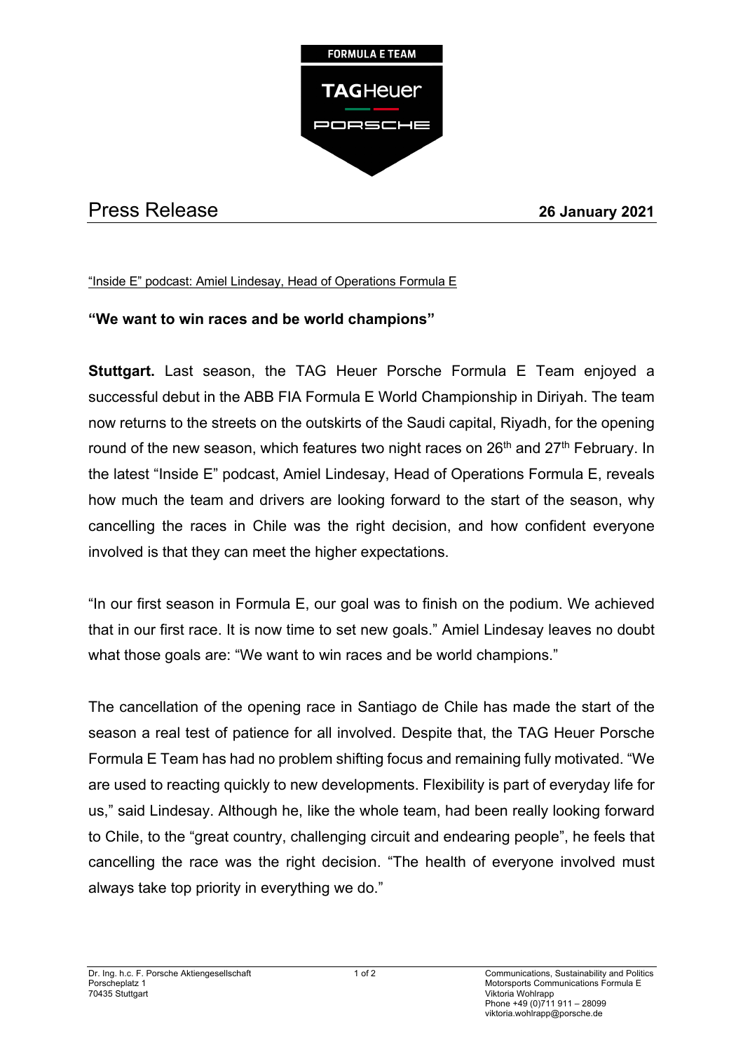FORMULA E TEAM

TAGHeuer

PORSCHE

# Press Release

**26 January 2021**

"Inside E" podcast: Amiel Lindesay, Head of Operations Formula E

## "We want to win races and be world champions"

**Stuttgart.** Last season, the TAG Heuer Porsche Formula E Team enjoyed a successful debut in the ABB FIA Formula E World Championship in Diriyah. The team now returns to the streets on the outskirts of the Saudi capital, Riyadh, for the opening round of the new season, which features two night races on 26th and 27th February. In the latest "Inside E" podcast, Amiel Lindesay, Head of Operations Formula E, reveals how much the team and drivers are looking forward to the start of the season, why cancelling the races in Chile was the right decision, and how confident everyone involved is that they can meet the higher expectations.

"In our first season in Formula E, our goal was to finish on the podium. We achieved that in our first race. It is now time to set new goals." Amiel Lindesay leaves no doubt what those goals are: "We want to win races and be world champions."

The cancellation of the opening race in Santiago de Chile has made the start of the season a real test of patience for all involved. Despite that, the TAG Heuer Porsche Formula E Team has had no problem shifting focus and remaining fully motivated. "We are used to reacting quickly to new developments. Flexibility is part of everyday life for us," said Lindesay. Although he, like the whole team, had been really looking forward to Chile, to the "great country, challenging circuit and endearing people", he feels that cancelling the race was the right decision. "The health of everyone involved must always take top priority in everything we do."

Dr. Ing. h.c. F. Porsche Aktiengesellschaft
Porscheplatz 1
70435 Stuttgart

Communications, Sustainability and Politics
Motorsports Communications Formula E
Viktoria Wohlrapp
Phone +49 (0)711 911 – 28099
viktoria.wohlrapp@porsche.de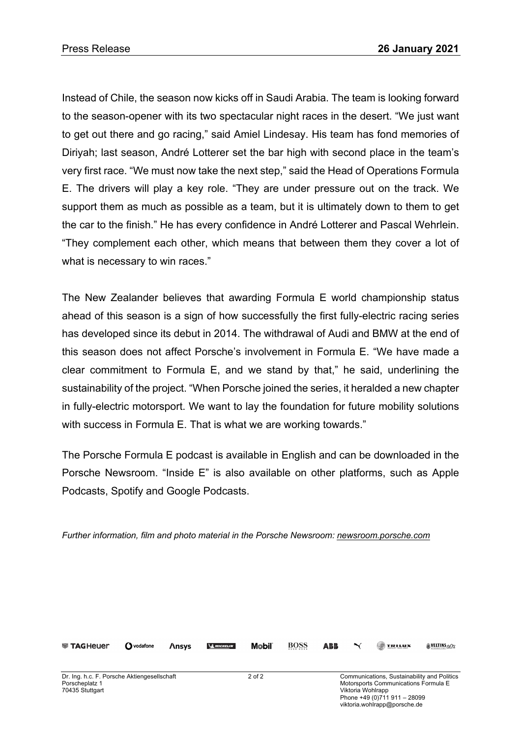Instead of Chile, the season now kicks off in Saudi Arabia. The team is looking forward to the season-opener with its two spectacular night races in the desert. “We just want to get out there and go racing,” said Amiel Lindesay. His team has fond memories of Diriyah; last season, André Lotterer set the bar high with second place in the team’s very first race. “We must now take the next step,” said the Head of Operations Formula E. The drivers will play a key role. “They are under pressure out on the track. We support them as much as possible as a team, but it is ultimately down to them to get the car to the finish.” He has every confidence in André Lotterer and Pascal Wehrlein. “They complement each other, which means that between them they cover a lot of what is necessary to win races.”

The New Zealander believes that awarding Formula E world championship status ahead of this season is a sign of how successfully the first fully-electric racing series has developed since its debut in 2014. The withdrawal of Audi and BMW at the end of this season does not affect Porsche’s involvement in Formula E. “We have made a clear commitment to Formula E, and we stand by that,” he said, underlining the sustainability of the project. “When Porsche joined the series, it heralded a new chapter in fully-electric motorsport. We want to lay the foundation for future mobility solutions with success in Formula E. That is what we are working towards.”

The Porsche Formula E podcast is available in English and can be downloaded in the Porsche Newsroom. “Inside E” is also available on other platforms, such as Apple Podcasts, Spotify and Google Podcasts.

*Further information, film and photo material in the Porsche Newsroom: newsroom.porsche.com*

Dr. Ing. h.c. F. Porsche Aktiengesellschaft
Porscheplatz 1
70435 Stuttgart

Communications, Sustainability and Politics
Motorsports Communications Formula E
Viktoria Wohlrapp
Phone +49 (0)711 911 – 28099
viktoria.wohlrapp@porsche.de